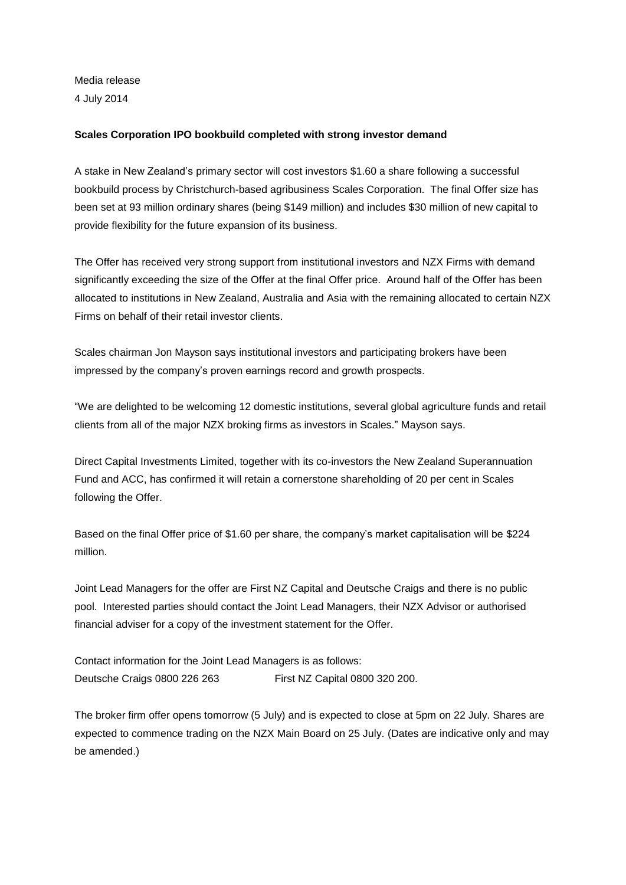Media release
4 July 2014

**Scales Corporation IPO bookbuild completed with strong investor demand**

A stake in New Zealand's primary sector will cost investors $1.60 a share following a successful bookbuild process by Christchurch-based agribusiness Scales Corporation. The final Offer size has been set at 93 million ordinary shares (being $149 million) and includes $30 million of new capital to provide flexibility for the future expansion of its business.

The Offer has received very strong support from institutional investors and NZX Firms with demand significantly exceeding the size of the Offer at the final Offer price. Around half of the Offer has been allocated to institutions in New Zealand, Australia and Asia with the remaining allocated to certain NZX Firms on behalf of their retail investor clients.

Scales chairman Jon Mayson says institutional investors and participating brokers have been impressed by the company's proven earnings record and growth prospects.

"We are delighted to be welcoming 12 domestic institutions, several global agriculture funds and retail clients from all of the major NZX broking firms as investors in Scales." Mayson says.

Direct Capital Investments Limited, together with its co-investors the New Zealand Superannuation Fund and ACC, has confirmed it will retain a cornerstone shareholding of 20 per cent in Scales following the Offer.

Based on the final Offer price of $1.60 per share, the company's market capitalisation will be $224 million.

Joint Lead Managers for the offer are First NZ Capital and Deutsche Craigs and there is no public pool. Interested parties should contact the Joint Lead Managers, their NZX Advisor or authorised financial adviser for a copy of the investment statement for the Offer.

Contact information for the Joint Lead Managers is as follows:
Deutsche Craigs 0800 226 263 First NZ Capital 0800 320 200.

The broker firm offer opens tomorrow (5 July) and is expected to close at 5pm on 22 July. Shares are expected to commence trading on the NZX Main Board on 25 July. (Dates are indicative only and may be amended.)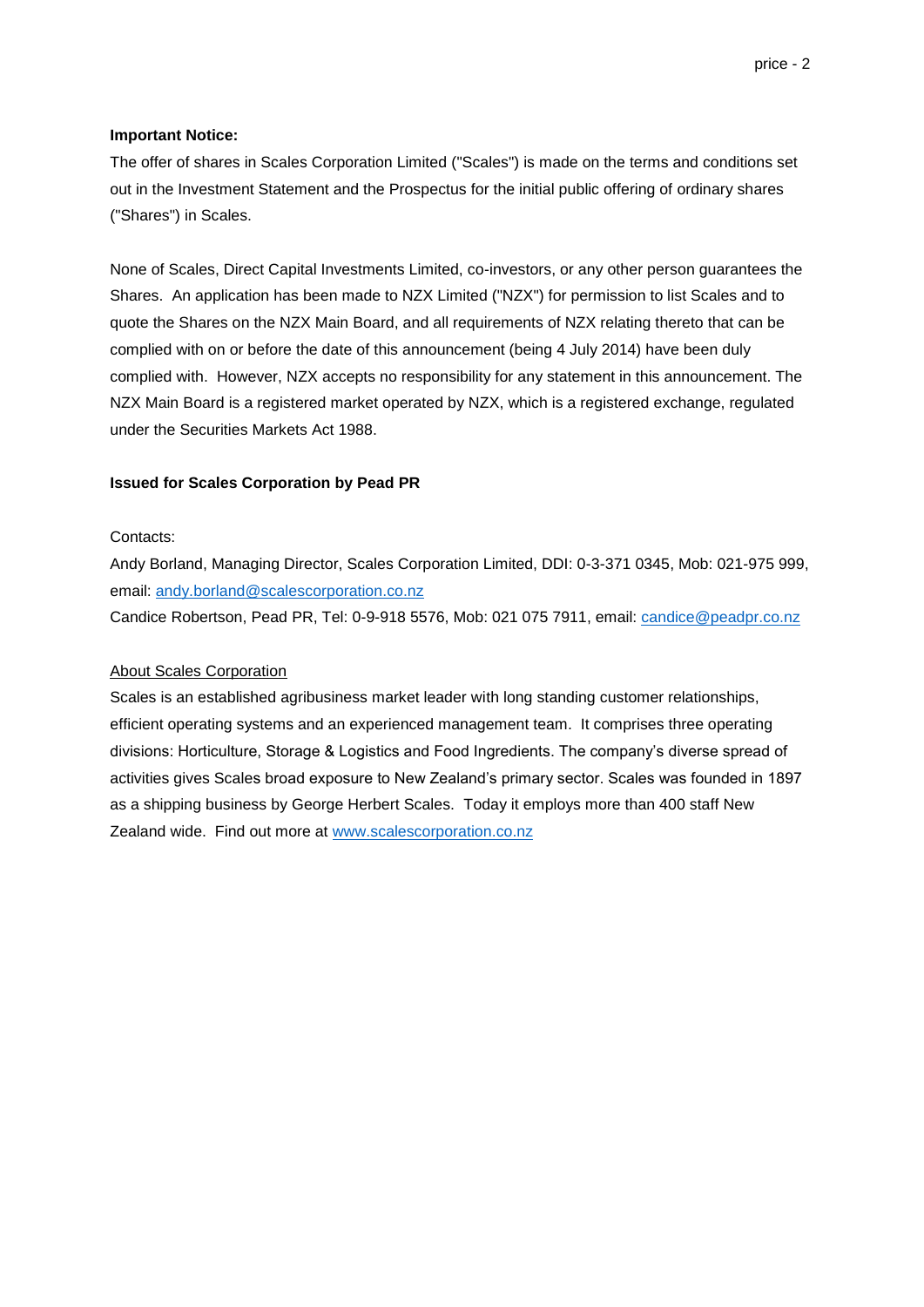**Important Notice:**

The offer of shares in Scales Corporation Limited ("Scales") is made on the terms and conditions set out in the Investment Statement and the Prospectus for the initial public offering of ordinary shares ("Shares") in Scales.

None of Scales, Direct Capital Investments Limited, co-investors, or any other person guarantees the Shares. An application has been made to NZX Limited ("NZX") for permission to list Scales and to quote the Shares on the NZX Main Board, and all requirements of NZX relating thereto that can be complied with on or before the date of this announcement (being 4 July 2014) have been duly complied with. However, NZX accepts no responsibility for any statement in this announcement. The NZX Main Board is a registered market operated by NZX, which is a registered exchange, regulated under the Securities Markets Act 1988.

**Issued for Scales Corporation by Pead PR**

Contacts:

Andy Borland, Managing Director, Scales Corporation Limited, DDI: 0-3-371 0345, Mob: 021-975 999, email: andy.borland@scalescorporation.co.nz

Candice Robertson, Pead PR, Tel: 0-9-918 5576, Mob: 021 075 7911, email: candice@peadpr.co.nz

About Scales Corporation

Scales is an established agribusiness market leader with long standing customer relationships, efficient operating systems and an experienced management team. It comprises three operating divisions: Horticulture, Storage & Logistics and Food Ingredients. The company's diverse spread of activities gives Scales broad exposure to New Zealand's primary sector. Scales was founded in 1897 as a shipping business by George Herbert Scales. Today it employs more than 400 staff New Zealand wide. Find out more at www.scalescorporation.co.nz